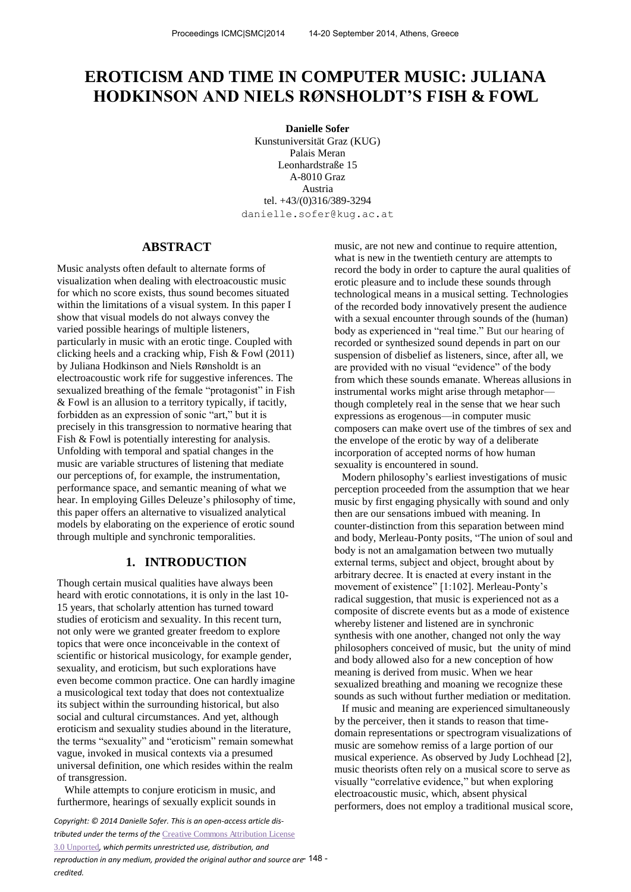# EROTICISM AND TIME IN COMPUTER MUSIC: JULIANA HODKINSON AND NIELS RØNSHOLDT'S FISH & FOWL

**Danielle Sofer**
Kunstuniversität Graz (KUG)
Palais Meran
Leonhardstraße 15
A-8010 Graz
Austria
tel. +43/(0)316/389-3294
danielle.sofer@kug.ac.at

## ABSTRACT

Music analysts often default to alternate forms of visualization when dealing with electroacoustic music for which no score exists, thus sound becomes situated within the limitations of a visual system. In this paper I show that visual models do not always convey the varied possible hearings of multiple listeners, particularly in music with an erotic tinge. Coupled with clicking heels and a cracking whip, Fish & Fowl (2011) by Juliana Hodkinson and Niels Rønsholdt is an electroacoustic work rife for suggestive inferences. The sexualized breathing of the female "protagonist" in Fish & Fowl is an allusion to a territory typically, if tacitly, forbidden as an expression of sonic "art," but it is precisely in this transgression to normative hearing that Fish & Fowl is potentially interesting for analysis. Unfolding with temporal and spatial changes in the music are variable structures of listening that mediate our perceptions of, for example, the instrumentation, performance space, and semantic meaning of what we hear. In employing Gilles Deleuze's philosophy of time, this paper offers an alternative to visualized analytical models by elaborating on the experience of erotic sound through multiple and synchronic temporalities.

## 1. INTRODUCTION

Though certain musical qualities have always been heard with erotic connotations, it is only in the last 10-15 years, that scholarly attention has turned toward studies of eroticism and sexuality. In this recent turn, not only were we granted greater freedom to explore topics that were once inconceivable in the context of scientific or historical musicology, for example gender, sexuality, and eroticism, but such explorations have even become common practice. One can hardly imagine a musicological text today that does not contextualize its subject within the surrounding historical, but also social and cultural circumstances. And yet, although eroticism and sexuality studies abound in the literature, the terms "sexuality" and "eroticism" remain somewhat vague, invoked in musical contexts via a presumed universal definition, one which resides within the realm of transgression.

While attempts to conjure eroticism in music, and furthermore, hearings of sexually explicit sounds in music, are not new and continue to require attention, what is new in the twentieth century are attempts to record the body in order to capture the aural qualities of erotic pleasure and to include these sounds through technological means in a musical setting. Technologies of the recorded body innovatively present the audience with a sexual encounter through sounds of the (human) body as experienced in "real time." But our hearing of recorded or synthesized sound depends in part on our suspension of disbelief as listeners, since, after all, we are provided with no visual "evidence" of the body from which these sounds emanate. Whereas allusions in instrumental works might arise through metaphor—though completely real in the sense that we hear such expressions as erogenous—in computer music composers can make overt use of the timbres of sex and the envelope of the erotic by way of a deliberate incorporation of accepted norms of how human sexuality is encountered in sound.

Modern philosophy's earliest investigations of music perception proceeded from the assumption that we hear music by first engaging physically with sound and only then are our sensations imbued with meaning. In counter-distinction from this separation between mind and body, Merleau-Ponty posits, "The union of soul and body is not an amalgamation between two mutually external terms, subject and object, brought about by arbitrary decree. It is enacted at every instant in the movement of existence" [1:102]. Merleau-Ponty's radical suggestion, that music is experienced not as a composite of discrete events but as a mode of existence whereby listener and listened are in synchronic synthesis with one another, changed not only the way philosophers conceived of music, but the unity of mind and body allowed also for a new conception of how meaning is derived from music. When we hear sexualized breathing and moaning we recognize these sounds as such without further mediation or meditation.

If music and meaning are experienced simultaneously by the perceiver, then it stands to reason that time-domain representations or spectrogram visualizations of music are somehow remiss of a large portion of our musical experience. As observed by Judy Lochhead [2], music theorists often rely on a musical score to serve as visually "correlative evidence," but when exploring electroacoustic music, which, absent physical performers, does not employ a traditional musical score,

*Copyright: © 2014 Danielle Sofer. This is an open-access article distributed under the terms of the Creative Commons Attribution License 3.0 Unported, which permits unrestricted use, distribution, and reproduction in any medium, provided the original author and source are credited.*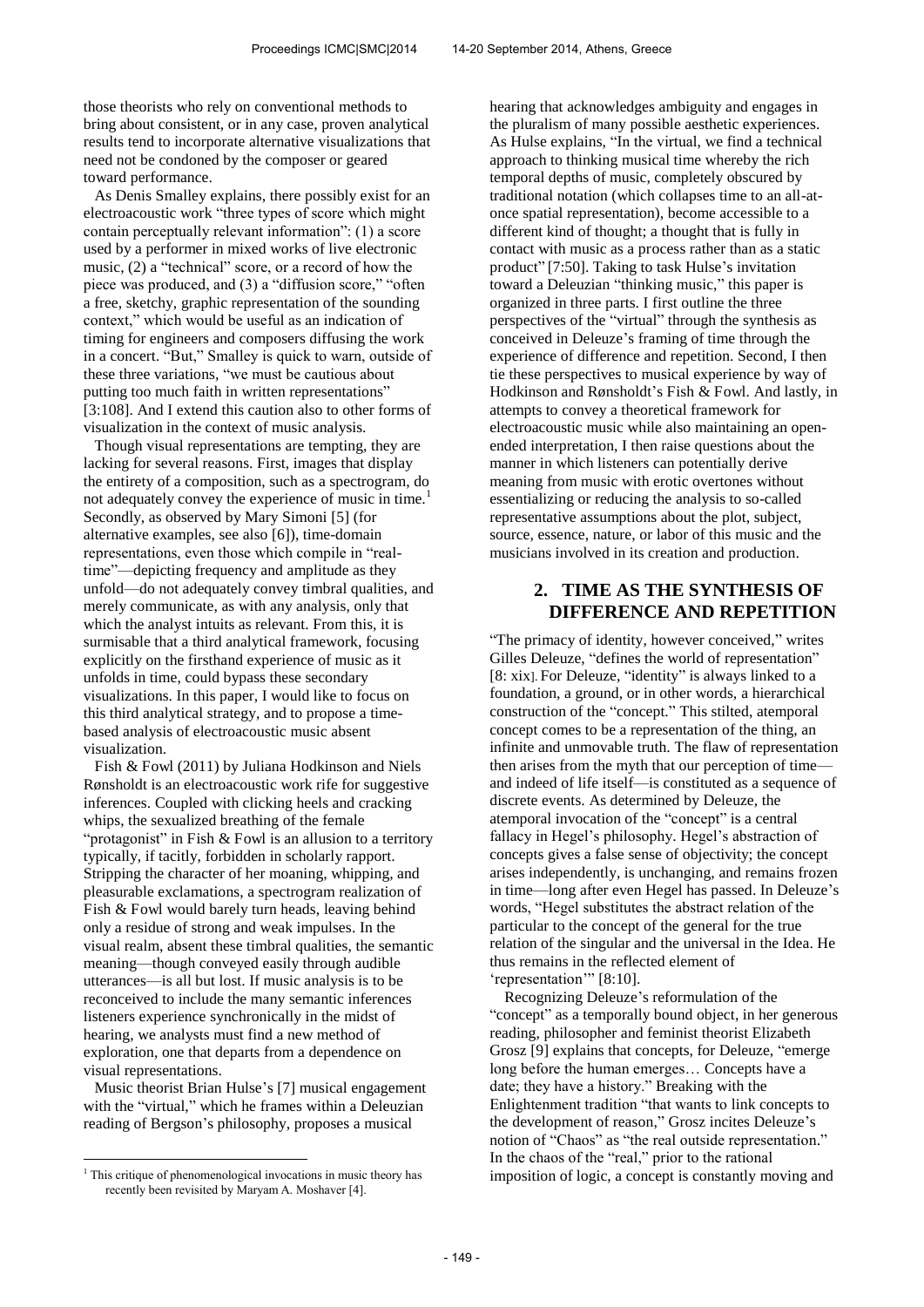those theorists who rely on conventional methods to bring about consistent, or in any case, proven analytical results tend to incorporate alternative visualizations that need not be condoned by the composer or geared toward performance.

As Denis Smalley explains, there possibly exist for an electroacoustic work "three types of score which might contain perceptually relevant information": (1) a score used by a performer in mixed works of live electronic music, (2) a "technical" score, or a record of how the piece was produced, and (3) a "diffusion score," "often a free, sketchy, graphic representation of the sounding context," which would be useful as an indication of timing for engineers and composers diffusing the work in a concert. "But," Smalley is quick to warn, outside of these three variations, "we must be cautious about putting too much faith in written representations" [3:108]. And I extend this caution also to other forms of visualization in the context of music analysis.

Though visual representations are tempting, they are lacking for several reasons. First, images that display the entirety of a composition, such as a spectrogram, do not adequately convey the experience of music in time.[1] Secondly, as observed by Mary Simoni [5] (for alternative examples, see also [6]), time-domain representations, even those which compile in "real-time"—depicting frequency and amplitude as they unfold—do not adequately convey timbral qualities, and merely communicate, as with any analysis, only that which the analyst intuits as relevant. From this, it is surmisable that a third analytical framework, focusing explicitly on the firsthand experience of music as it unfolds in time, could bypass these secondary visualizations. In this paper, I would like to focus on this third analytical strategy, and to propose a time-based analysis of electroacoustic music absent visualization.

Fish & Fowl (2011) by Juliana Hodkinson and Niels Rønsholdt is an electroacoustic work rife for suggestive inferences. Coupled with clicking heels and cracking whips, the sexualized breathing of the female "protagonist" in Fish & Fowl is an allusion to a territory typically, if tacitly, forbidden in scholarly rapport. Stripping the character of her moaning, whipping, and pleasurable exclamations, a spectrogram realization of Fish & Fowl would barely turn heads, leaving behind only a residue of strong and weak impulses. In the visual realm, absent these timbral qualities, the semantic meaning—though conveyed easily through audible utterances—is all but lost. If music analysis is to be reconceived to include the many semantic inferences listeners experience synchronically in the midst of hearing, we analysts must find a new method of exploration, one that departs from a dependence on visual representations.

Music theorist Brian Hulse's [7] musical engagement with the "virtual," which he frames within a Deleuzian reading of Bergson's philosophy, proposes a musical hearing that acknowledges ambiguity and engages in the pluralism of many possible aesthetic experiences. As Hulse explains, "In the virtual, we find a technical approach to thinking musical time whereby the rich temporal depths of music, completely obscured by traditional notation (which collapses time to an all-at-once spatial representation), become accessible to a different kind of thought; a thought that is fully in contact with music as a process rather than as a static product" [7:50]. Taking to task Hulse's invitation toward a Deleuzian "thinking music," this paper is organized in three parts. I first outline the three perspectives of the "virtual" through the synthesis as conceived in Deleuze's framing of time through the experience of difference and repetition. Second, I then tie these perspectives to musical experience by way of Hodkinson and Rønsholdt's Fish & Fowl. And lastly, in attempts to convey a theoretical framework for electroacoustic music while also maintaining an open-ended interpretation, I then raise questions about the manner in which listeners can potentially derive meaning from music with erotic overtones without essentializing or reducing the analysis to so-called representative assumptions about the plot, subject, source, essence, nature, or labor of this music and the musicians involved in its creation and production.

## 2. TIME AS THE SYNTHESIS OF DIFFERENCE AND REPETITION

"The primacy of identity, however conceived," writes Gilles Deleuze, "defines the world of representation" [8: xix]. For Deleuze, "identity" is always linked to a foundation, a ground, or in other words, a hierarchical construction of the "concept." This stilted, atemporal concept comes to be a representation of the thing, an infinite and unmovable truth. The flaw of representation then arises from the myth that our perception of time—and indeed of life itself—is constituted as a sequence of discrete events. As determined by Deleuze, the atemporal invocation of the "concept" is a central fallacy in Hegel's philosophy. Hegel's abstraction of concepts gives a false sense of objectivity; the concept arises independently, is unchanging, and remains frozen in time—long after even Hegel has passed. In Deleuze's words, "Hegel substitutes the abstract relation of the particular to the concept of the general for the true relation of the singular and the universal in the Idea. He thus remains in the reflected element of 'representation'" [8:10].

Recognizing Deleuze's reformulation of the "concept" as a temporally bound object, in her generous reading, philosopher and feminist theorist Elizabeth Grosz [9] explains that concepts, for Deleuze, "emerge long before the human emerges… Concepts have a date; they have a history." Breaking with the Enlightenment tradition "that wants to link concepts to the development of reason," Grosz incites Deleuze's notion of "Chaos" as "the real outside representation." In the chaos of the "real," prior to the rational imposition of logic, a concept is constantly moving and

[1] This critique of phenomenological invocations in music theory has recently been revisited by Maryam A. Moshaver [4].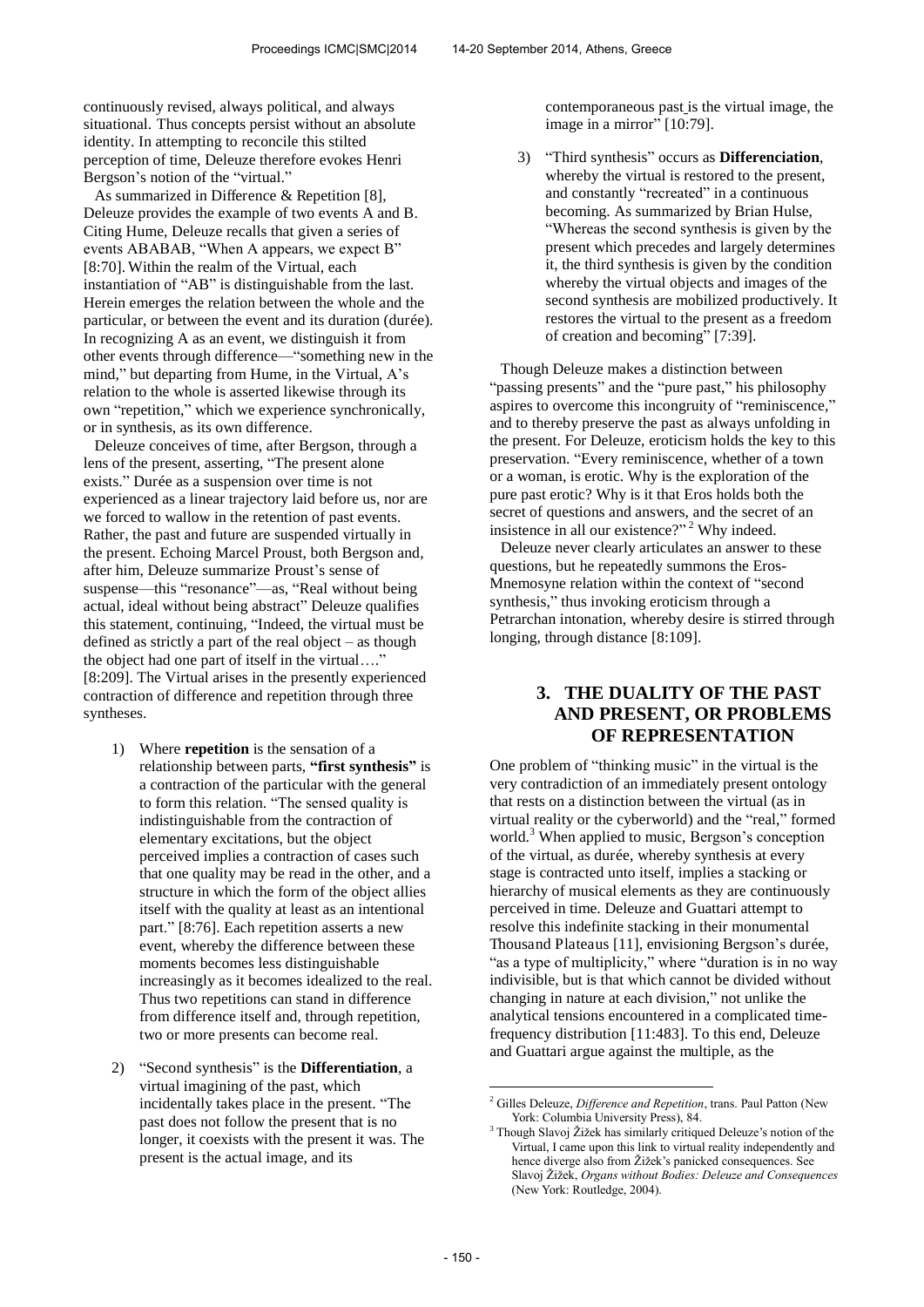continuously revised, always political, and always situational. Thus concepts persist without an absolute identity. In attempting to reconcile this stilted perception of time, Deleuze therefore evokes Henri Bergson's notion of the "virtual."

As summarized in Difference & Repetition [8], Deleuze provides the example of two events A and B. Citing Hume, Deleuze recalls that given a series of events ABABAB, "When A appears, we expect B" [8:70]. Within the realm of the Virtual, each instantiation of "AB" is distinguishable from the last. Herein emerges the relation between the whole and the particular, or between the event and its duration (durée). In recognizing A as an event, we distinguish it from other events through difference—"something new in the mind," but departing from Hume, in the Virtual, A's relation to the whole is asserted likewise through its own "repetition," which we experience synchronically, or in synthesis, as its own difference.

Deleuze conceives of time, after Bergson, through a lens of the present, asserting, "The present alone exists." Durée as a suspension over time is not experienced as a linear trajectory laid before us, nor are we forced to wallow in the retention of past events. Rather, the past and future are suspended virtually in the present. Echoing Marcel Proust, both Bergson and, after him, Deleuze summarize Proust's sense of suspense—this "resonance"—as, "Real without being actual, ideal without being abstract" Deleuze qualifies this statement, continuing, "Indeed, the virtual must be defined as strictly a part of the real object – as though the object had one part of itself in the virtual…." [8:209]. The Virtual arises in the presently experienced contraction of difference and repetition through three syntheses.

1) Where **repetition** is the sensation of a relationship between parts, **"first synthesis"** is a contraction of the particular with the general to form this relation. "The sensed quality is indistinguishable from the contraction of elementary excitations, but the object perceived implies a contraction of cases such that one quality may be read in the other, and a structure in which the form of the object allies itself with the quality at least as an intentional part." [8:76]. Each repetition asserts a new event, whereby the difference between these moments becomes less distinguishable increasingly as it becomes idealized to the real. Thus two repetitions can stand in difference from difference itself and, through repetition, two or more presents can become real.

2) "Second synthesis" is the **Differentiation**, a virtual imagining of the past, which incidentally takes place in the present. "The past does not follow the present that is no longer, it coexists with the present it was. The present is the actual image, and its contemporaneous past is the virtual image, the image in a mirror" [10:79].

3) "Third synthesis" occurs as **Differenciation**, whereby the virtual is restored to the present, and constantly "recreated" in a continuous becoming. As summarized by Brian Hulse, "Whereas the second synthesis is given by the present which precedes and largely determines it, the third synthesis is given by the condition whereby the virtual objects and images of the second synthesis are mobilized productively. It restores the virtual to the present as a freedom of creation and becoming" [7:39].

Though Deleuze makes a distinction between "passing presents" and the "pure past," his philosophy aspires to overcome this incongruity of "reminiscence," and to thereby preserve the past as always unfolding in the present. For Deleuze, eroticism holds the key to this preservation. "Every reminiscence, whether of a town or a woman, is erotic. Why is the exploration of the pure past erotic? Why is it that Eros holds both the secret of questions and answers, and the secret of an insistence in all our existence?" [2] Why indeed.

Deleuze never clearly articulates an answer to these questions, but he repeatedly summons the Eros-Mnemosyne relation within the context of "second synthesis," thus invoking eroticism through a Petrarchan intonation, whereby desire is stirred through longing, through distance [8:109].

## 3. THE DUALITY OF THE PAST AND PRESENT, OR PROBLEMS OF REPRESENTATION

One problem of "thinking music" in the virtual is the very contradiction of an immediately present ontology that rests on a distinction between the virtual (as in virtual reality or the cyberworld) and the "real," formed world.[3] When applied to music, Bergson's conception of the virtual, as durée, whereby synthesis at every stage is contracted unto itself, implies a stacking or hierarchy of musical elements as they are continuously perceived in time. Deleuze and Guattari attempt to resolve this indefinite stacking in their monumental Thousand Plateaus [11], envisioning Bergson's durée, "as a type of multiplicity," where "duration is in no way indivisible, but is that which cannot be divided without changing in nature at each division," not unlike the analytical tensions encountered in a complicated time-frequency distribution [11:483]. To this end, Deleuze and Guattari argue against the multiple, as the

---

[2] Gilles Deleuze, *Difference and Repetition*, trans. Paul Patton (New York: Columbia University Press), 84.

[3] Though Slavoj Žižek has similarly critiqued Deleuze's notion of the Virtual, I came upon this link to virtual reality independently and hence diverge also from Žižek's panicked consequences. See Slavoj Žižek, *Organs without Bodies: Deleuze and Consequences* (New York: Routledge, 2004).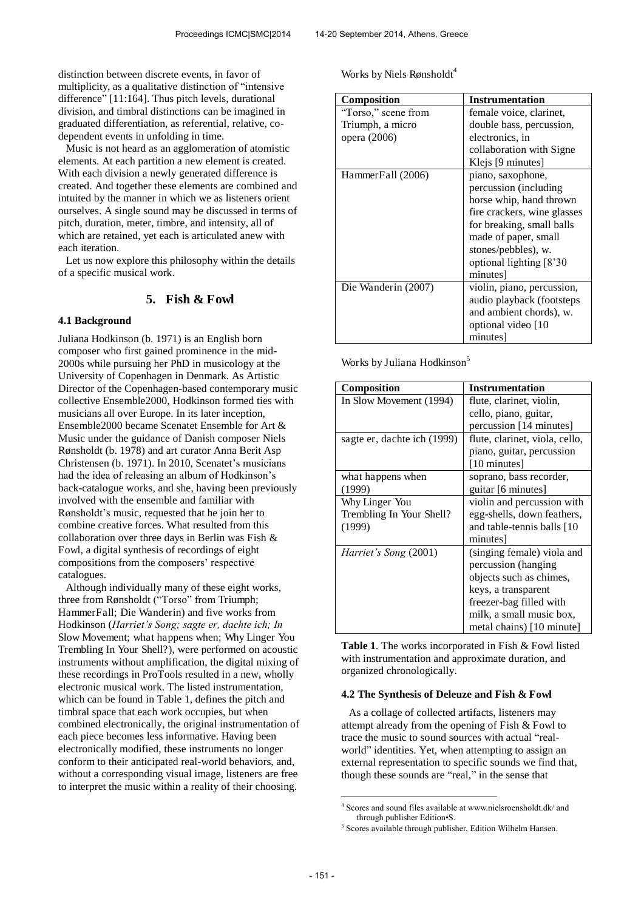distinction between discrete events, in favor of multiplicity, as a qualitative distinction of "intensive difference" [11:164]. Thus pitch levels, durational division, and timbral distinctions can be imagined in graduated differentiation, as referential, relative, co-dependent events in unfolding in time.

Music is not heard as an agglomeration of atomistic elements. At each partition a new element is created. With each division a newly generated difference is created. And together these elements are combined and intuited by the manner in which we as listeners orient ourselves. A single sound may be discussed in terms of pitch, duration, meter, timbre, and intensity, all of which are retained, yet each is articulated anew with each iteration.

Let us now explore this philosophy within the details of a specific musical work.

## 5. Fish & Fowl

### 4.1 Background

Juliana Hodkinson (b. 1971) is an English born composer who first gained prominence in the mid-2000s while pursuing her PhD in musicology at the University of Copenhagen in Denmark. As Artistic Director of the Copenhagen-based contemporary music collective Ensemble2000, Hodkinson formed ties with musicians all over Europe. In its later inception, Ensemble2000 became Scenatet Ensemble for Art & Music under the guidance of Danish composer Niels Rønsholdt (b. 1978) and art curator Anna Berit Asp Christensen (b. 1971). In 2010, Scenatet's musicians had the idea of releasing an album of Hodkinson's back-catalogue works, and she, having been previously involved with the ensemble and familiar with Rønsholdt's music, requested that he join her to combine creative forces. What resulted from this collaboration over three days in Berlin was Fish & Fowl, a digital synthesis of recordings of eight compositions from the composers' respective catalogues.

Although individually many of these eight works, three from Rønsholdt ("Torso" from Triumph; HammerFall; Die Wanderin) and five works from Hodkinson (*Harriet's Song; sagte er, dachte ich; In* Slow Movement; what happens when; Why Linger You Trembling In Your Shell?), were performed on acoustic instruments without amplification, the digital mixing of these recordings in ProTools resulted in a new, wholly electronic musical work. The listed instrumentation, which can be found in Table 1, defines the pitch and timbral space that each work occupies, but when combined electronically, the original instrumentation of each piece becomes less informative. Having been electronically modified, these instruments no longer conform to their anticipated real-world behaviors, and, without a corresponding visual image, listeners are free to interpret the music within a reality of their choosing.

Works by Niels Rønsholdt[4]

| Composition | Instrumentation |
|---|---|
| "Torso," scene from Triumph, a micro opera (2006) | female voice, clarinet, double bass, percussion, electronics, in collaboration with Signe Klejs [9 minutes] |
| HammerFall (2006) | piano, saxophone, percussion (including horse whip, hand thrown fire crackers, wine glasses for breaking, small balls made of paper, small stones/pebbles), w. optional lighting [8'30 minutes] |
| Die Wanderin (2007) | violin, piano, percussion, audio playback (footsteps and ambient chords), w. optional video [10 minutes] |

Works by Juliana Hodkinson[5]

| Composition | Instrumentation |
|---|---|
| In Slow Movement (1994) | flute, clarinet, violin, cello, piano, guitar, percussion [14 minutes] |
| sagte er, dachte ich (1999) | flute, clarinet, viola, cello, piano, guitar, percussion [10 minutes] |
| what happens when (1999) | soprano, bass recorder, guitar [6 minutes] |
| Why Linger You Trembling In Your Shell? (1999) | violin and percussion with egg-shells, down feathers, and table-tennis balls [10 minutes] |
| *Harriet's Song* (2001) | (singing female) viola and percussion (hanging objects such as chimes, keys, a transparent freezer-bag filled with milk, a small music box, metal chains) [10 minute] |

**Table 1**. The works incorporated in Fish & Fowl listed with instrumentation and approximate duration, and organized chronologically.

### 4.2 The Synthesis of Deleuze and Fish & Fowl

As a collage of collected artifacts, listeners may attempt already from the opening of Fish & Fowl to trace the music to sound sources with actual "real-world" identities. Yet, when attempting to assign an external representation to specific sounds we find that, though these sounds are "real," in the sense that

[4] Scores and sound files available at www.nielsroensholdt.dk/ and through publisher Edition•S.

[5] Scores available through publisher, Edition Wilhelm Hansen.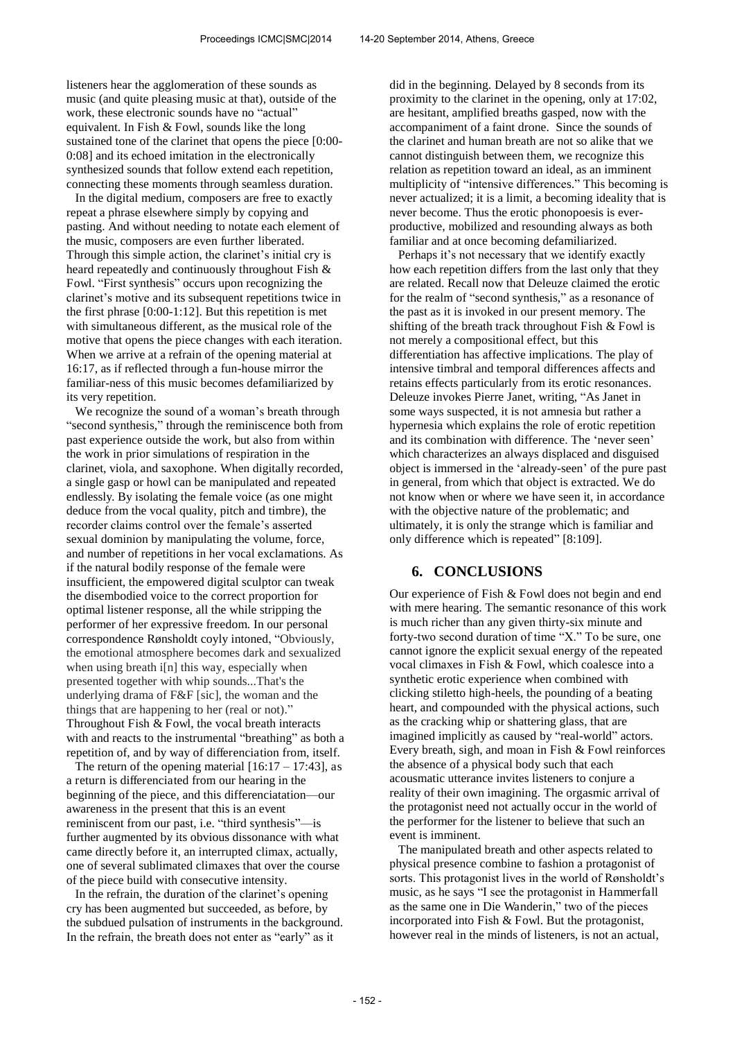listeners hear the agglomeration of these sounds as music (and quite pleasing music at that), outside of the work, these electronic sounds have no "actual" equivalent. In Fish & Fowl, sounds like the long sustained tone of the clarinet that opens the piece [0:00-0:08] and its echoed imitation in the electronically synthesized sounds that follow extend each repetition, connecting these moments through seamless duration.

In the digital medium, composers are free to exactly repeat a phrase elsewhere simply by copying and pasting. And without needing to notate each element of the music, composers are even further liberated. Through this simple action, the clarinet's initial cry is heard repeatedly and continuously throughout Fish & Fowl. "First synthesis" occurs upon recognizing the clarinet's motive and its subsequent repetitions twice in the first phrase [0:00-1:12]. But this repetition is met with simultaneous different, as the musical role of the motive that opens the piece changes with each iteration. When we arrive at a refrain of the opening material at 16:17, as if reflected through a fun-house mirror the familiar-ness of this music becomes defamiliarized by its very repetition.

We recognize the sound of a woman's breath through "second synthesis," through the reminiscence both from past experience outside the work, but also from within the work in prior simulations of respiration in the clarinet, viola, and saxophone. When digitally recorded, a single gasp or howl can be manipulated and repeated endlessly. By isolating the female voice (as one might deduce from the vocal quality, pitch and timbre), the recorder claims control over the female's asserted sexual dominion by manipulating the volume, force, and number of repetitions in her vocal exclamations. As if the natural bodily response of the female were insufficient, the empowered digital sculptor can tweak the disembodied voice to the correct proportion for optimal listener response, all the while stripping the performer of her expressive freedom. In our personal correspondence Rønsholdt coyly intoned, "Obviously, the emotional atmosphere becomes dark and sexualized when using breath i[n] this way, especially when presented together with whip sounds...That's the underlying drama of F&F [sic], the woman and the things that are happening to her (real or not)." Throughout Fish & Fowl, the vocal breath interacts with and reacts to the instrumental "breathing" as both a repetition of, and by way of differenciation from, itself.

The return of the opening material [16:17 – 17:43], as a return is differenciated from our hearing in the beginning of the piece, and this differenciatation—our awareness in the present that this is an event reminiscent from our past, i.e. "third synthesis"—is further augmented by its obvious dissonance with what came directly before it, an interrupted climax, actually, one of several sublimated climaxes that over the course of the piece build with consecutive intensity.

In the refrain, the duration of the clarinet's opening cry has been augmented but succeeded, as before, by the subdued pulsation of instruments in the background. In the refrain, the breath does not enter as "early" as it did in the beginning. Delayed by 8 seconds from its proximity to the clarinet in the opening, only at 17:02, are hesitant, amplified breaths gasped, now with the accompaniment of a faint drone. Since the sounds of the clarinet and human breath are not so alike that we cannot distinguish between them, we recognize this relation as repetition toward an ideal, as an imminent multiplicity of "intensive differences." This becoming is never actualized; it is a limit, a becoming ideality that is never become. Thus the erotic phonopoesis is ever-productive, mobilized and resounding always as both familiar and at once becoming defamiliarized.

Perhaps it's not necessary that we identify exactly how each repetition differs from the last only that they are related. Recall now that Deleuze claimed the erotic for the realm of "second synthesis," as a resonance of the past as it is invoked in our present memory. The shifting of the breath track throughout Fish & Fowl is not merely a compositional effect, but this differentiation has affective implications. The play of intensive timbral and temporal differences affects and retains effects particularly from its erotic resonances. Deleuze invokes Pierre Janet, writing, "As Janet in some ways suspected, it is not amnesia but rather a hypernesia which explains the role of erotic repetition and its combination with difference. The 'never seen' which characterizes an always displaced and disguised object is immersed in the 'already-seen' of the pure past in general, from which that object is extracted. We do not know when or where we have seen it, in accordance with the objective nature of the problematic; and ultimately, it is only the strange which is familiar and only difference which is repeated" [8:109].

## 6. CONCLUSIONS

Our experience of Fish & Fowl does not begin and end with mere hearing. The semantic resonance of this work is much richer than any given thirty-six minute and forty-two second duration of time "X." To be sure, one cannot ignore the explicit sexual energy of the repeated vocal climaxes in Fish & Fowl, which coalesce into a synthetic erotic experience when combined with clicking stiletto high-heels, the pounding of a beating heart, and compounded with the physical actions, such as the cracking whip or shattering glass, that are imagined implicitly as caused by "real-world" actors. Every breath, sigh, and moan in Fish & Fowl reinforces the absence of a physical body such that each acousmatic utterance invites listeners to conjure a reality of their own imagining. The orgasmic arrival of the protagonist need not actually occur in the world of the performer for the listener to believe that such an event is imminent.

The manipulated breath and other aspects related to physical presence combine to fashion a protagonist of sorts. This protagonist lives in the world of Rønsholdt's music, as he says "I see the protagonist in Hammerfall as the same one in Die Wanderin," two of the pieces incorporated into Fish & Fowl. But the protagonist, however real in the minds of listeners, is not an actual,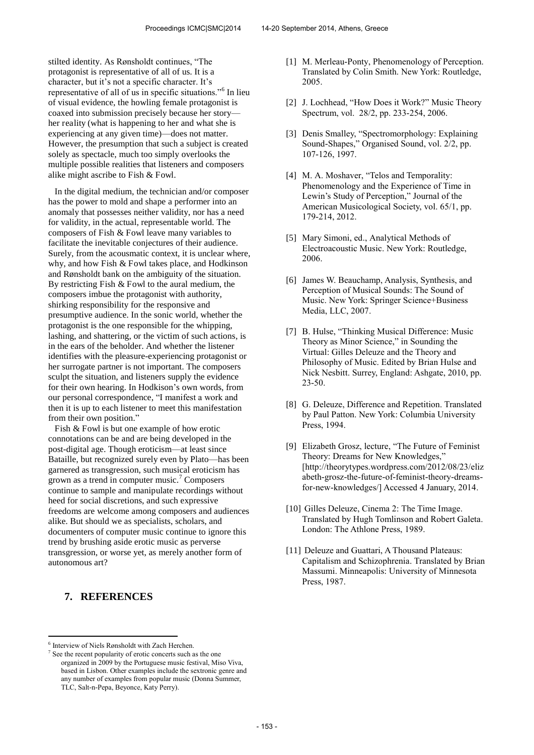stilted identity. As Rønsholdt continues, "The protagonist is representative of all of us. It is a character, but it's not a specific character. It's representative of all of us in specific situations."[6] In lieu of visual evidence, the howling female protagonist is coaxed into submission precisely because her story—her reality (what is happening to her and what she is experiencing at any given time)—does not matter. However, the presumption that such a subject is created solely as spectacle, much too simply overlooks the multiple possible realities that listeners and composers alike might ascribe to Fish & Fowl.

In the digital medium, the technician and/or composer has the power to mold and shape a performer into an anomaly that possesses neither validity, nor has a need for validity, in the actual, representable world. The composers of Fish & Fowl leave many variables to facilitate the inevitable conjectures of their audience. Surely, from the acousmatic context, it is unclear where, why, and how Fish & Fowl takes place, and Hodkinson and Rønsholdt bank on the ambiguity of the situation. By restricting Fish & Fowl to the aural medium, the composers imbue the protagonist with authority, shirking responsibility for the responsive and presumptive audience. In the sonic world, whether the protagonist is the one responsible for the whipping, lashing, and shattering, or the victim of such actions, is in the ears of the beholder. And whether the listener identifies with the pleasure-experiencing protagonist or her surrogate partner is not important. The composers sculpt the situation, and listeners supply the evidence for their own hearing. In Hodkison's own words, from our personal correspondence, "I manifest a work and then it is up to each listener to meet this manifestation from their own position."

Fish & Fowl is but one example of how erotic connotations can be and are being developed in the post-digital age. Though eroticism—at least since Bataille, but recognized surely even by Plato—has been garnered as transgression, such musical eroticism has grown as a trend in computer music.[7] Composers continue to sample and manipulate recordings without heed for social discretions, and such expressive freedoms are welcome among composers and audiences alike. But should we as specialists, scholars, and documenters of computer music continue to ignore this trend by brushing aside erotic music as perverse transgression, or worse yet, as merely another form of autonomous art?

## 7. REFERENCES

[1] M. Merleau-Ponty, Phenomenology of Perception. Translated by Colin Smith. New York: Routledge, 2005.

[2] J. Lochhead, "How Does it Work?" Music Theory Spectrum, vol. 28/2, pp. 233-254, 2006.

[3] Denis Smalley, "Spectromorphology: Explaining Sound-Shapes," Organised Sound, vol. 2/2, pp. 107-126, 1997.

[4] M. A. Moshaver, "Telos and Temporality: Phenomenology and the Experience of Time in Lewin's Study of Perception," Journal of the American Musicological Society, vol. 65/1, pp. 179-214, 2012.

[5] Mary Simoni, ed., Analytical Methods of Electroacoustic Music. New York: Routledge, 2006.

[6] James W. Beauchamp, Analysis, Synthesis, and Perception of Musical Sounds: The Sound of Music. New York: Springer Science+Business Media, LLC, 2007.

[7] B. Hulse, "Thinking Musical Difference: Music Theory as Minor Science," in Sounding the Virtual: Gilles Deleuze and the Theory and Philosophy of Music. Edited by Brian Hulse and Nick Nesbitt. Surrey, England: Ashgate, 2010, pp. 23-50.

[8] G. Deleuze, Difference and Repetition. Translated by Paul Patton. New York: Columbia University Press, 1994.

[9] Elizabeth Grosz, lecture, "The Future of Feminist Theory: Dreams for New Knowledges," [http://theorytypes.wordpress.com/2012/08/23/elizabeth-grosz-the-future-of-feminist-theory-dreams-for-new-knowledges/] Accessed 4 January, 2014.

[10] Gilles Deleuze, Cinema 2: The Time Image. Translated by Hugh Tomlinson and Robert Galeta. London: The Athlone Press, 1989.

[11] Deleuze and Guattari, A Thousand Plateaus: Capitalism and Schizophrenia. Translated by Brian Massumi. Minneapolis: University of Minnesota Press, 1987.

---

[6] Interview of Niels Rønsholdt with Zach Herchen.

[7] See the recent popularity of erotic concerts such as the one organized in 2009 by the Portuguese music festival, Miso Viva, based in Lisbon. Other examples include the sextronic genre and any number of examples from popular music (Donna Summer, TLC, Salt-n-Pepa, Beyonce, Katy Perry).